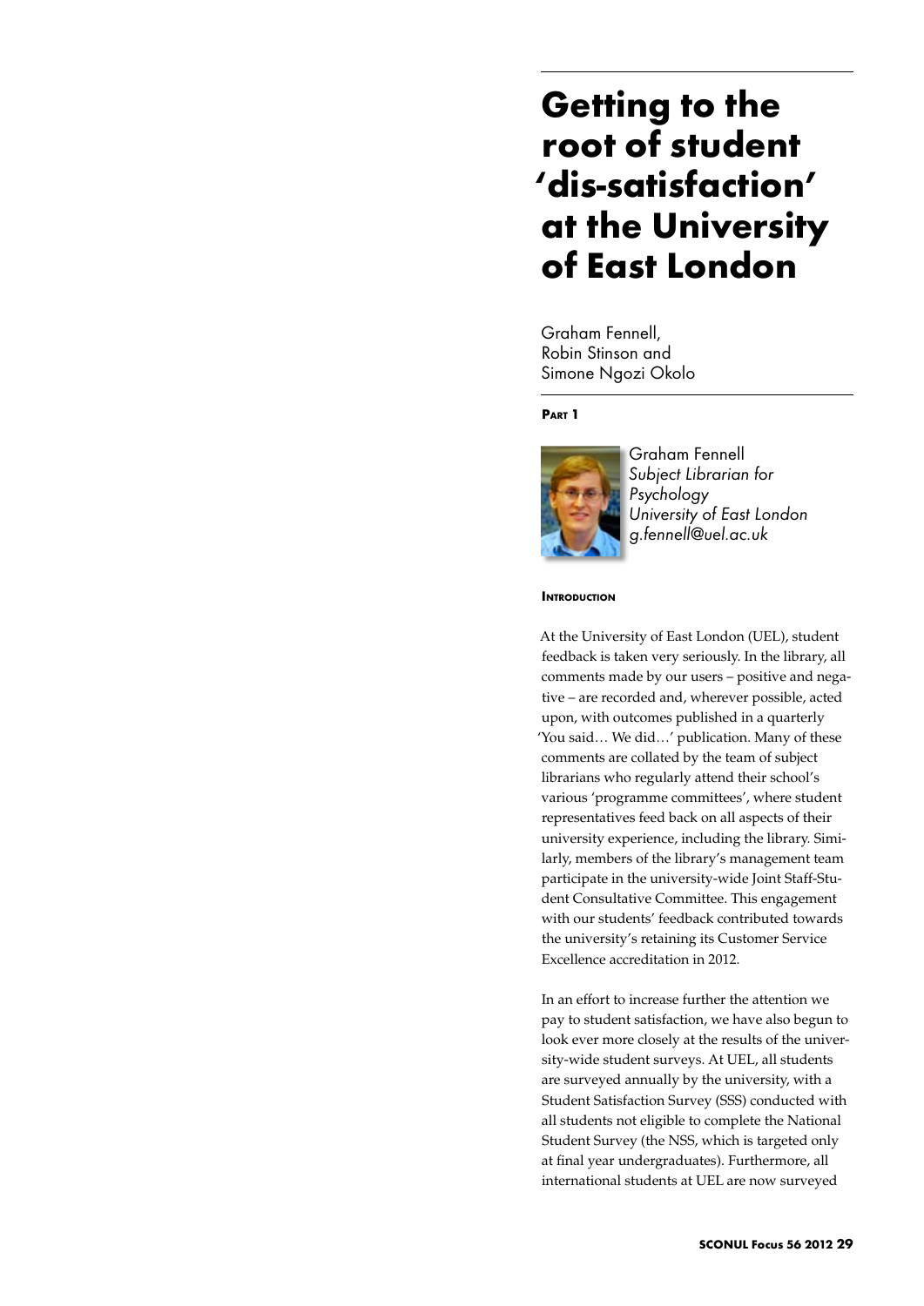# Getting to the root of student 'dis-satisfaction' at the University of East London

Graham Fennell,
Robin Stinson and
Simone Ngozi Okolo

**Part 1**

Graham Fennell
*Subject Librarian for Psychology*
*University of East London*
*g.fennell@uel.ac.uk*

### Introduction

At the University of East London (UEL), student feedback is taken very seriously. In the library, all comments made by our users – positive and negative – are recorded and, wherever possible, acted upon, with outcomes published in a quarterly 'You said… We did…' publication. Many of these comments are collated by the team of subject librarians who regularly attend their school's various 'programme committees', where student representatives feed back on all aspects of their university experience, including the library. Similarly, members of the library's management team participate in the university-wide Joint Staff-Student Consultative Committee. This engagement with our students' feedback contributed towards the university's retaining its Customer Service Excellence accreditation in 2012.

In an effort to increase further the attention we pay to student satisfaction, we have also begun to look ever more closely at the results of the university-wide student surveys. At UEL, all students are surveyed annually by the university, with a Student Satisfaction Survey (SSS) conducted with all students not eligible to complete the National Student Survey (the NSS, which is targeted only at final year undergraduates). Furthermore, all international students at UEL are now surveyed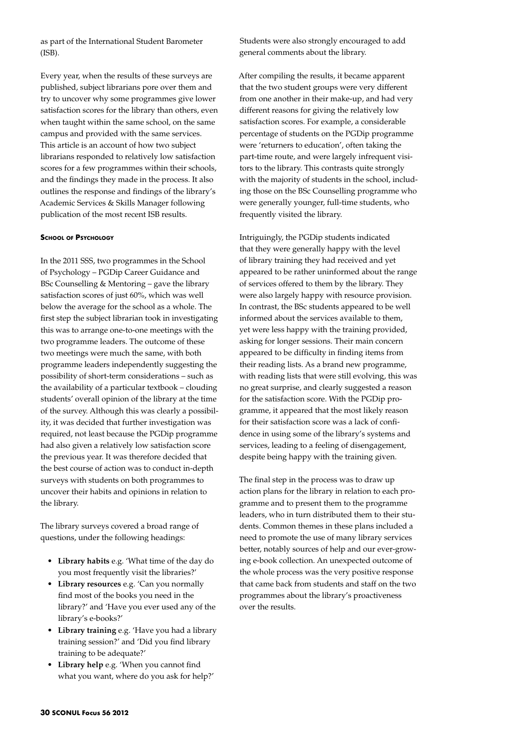as part of the International Student Barometer (ISB).

Every year, when the results of these surveys are published, subject librarians pore over them and try to uncover why some programmes give lower satisfaction scores for the library than others, even when taught within the same school, on the same campus and provided with the same services. This article is an account of how two subject librarians responded to relatively low satisfaction scores for a few programmes within their schools, and the findings they made in the process. It also outlines the response and findings of the library's Academic Services & Skills Manager following publication of the most recent ISB results.

#### School of Psychology

In the 2011 SSS, two programmes in the School of Psychology – PGDip Career Guidance and BSc Counselling & Mentoring – gave the library satisfaction scores of just 60%, which was well below the average for the school as a whole. The first step the subject librarian took in investigating this was to arrange one-to-one meetings with the two programme leaders. The outcome of these two meetings were much the same, with both programme leaders independently suggesting the possibility of short-term considerations – such as the availability of a particular textbook – clouding students' overall opinion of the library at the time of the survey. Although this was clearly a possibility, it was decided that further investigation was required, not least because the PGDip programme had also given a relatively low satisfaction score the previous year. It was therefore decided that the best course of action was to conduct in-depth surveys with students on both programmes to uncover their habits and opinions in relation to the library.

The library surveys covered a broad range of questions, under the following headings:

- **Library habits** e.g. 'What time of the day do you most frequently visit the libraries?'
- **Library resources** e.g. 'Can you normally find most of the books you need in the library?' and 'Have you ever used any of the library's e-books?'
- **Library training** e.g. 'Have you had a library training session?' and 'Did you find library training to be adequate?'
- **Library help** e.g. 'When you cannot find what you want, where do you ask for help?'

Students were also strongly encouraged to add general comments about the library.

After compiling the results, it became apparent that the two student groups were very different from one another in their make-up, and had very different reasons for giving the relatively low satisfaction scores. For example, a considerable percentage of students on the PGDip programme were 'returners to education', often taking the part-time route, and were largely infrequent visitors to the library. This contrasts quite strongly with the majority of students in the school, including those on the BSc Counselling programme who were generally younger, full-time students, who frequently visited the library.

Intriguingly, the PGDip students indicated that they were generally happy with the level of library training they had received and yet appeared to be rather uninformed about the range of services offered to them by the library. They were also largely happy with resource provision. In contrast, the BSc students appeared to be well informed about the services available to them, yet were less happy with the training provided, asking for longer sessions. Their main concern appeared to be difficulty in finding items from their reading lists. As a brand new programme, with reading lists that were still evolving, this was no great surprise, and clearly suggested a reason for the satisfaction score. With the PGDip programme, it appeared that the most likely reason for their satisfaction score was a lack of confidence in using some of the library's systems and services, leading to a feeling of disengagement, despite being happy with the training given.

The final step in the process was to draw up action plans for the library in relation to each programme and to present them to the programme leaders, who in turn distributed them to their students. Common themes in these plans included a need to promote the use of many library services better, notably sources of help and our ever-growing e-book collection. An unexpected outcome of the whole process was the very positive response that came back from students and staff on the two programmes about the library's proactiveness over the results.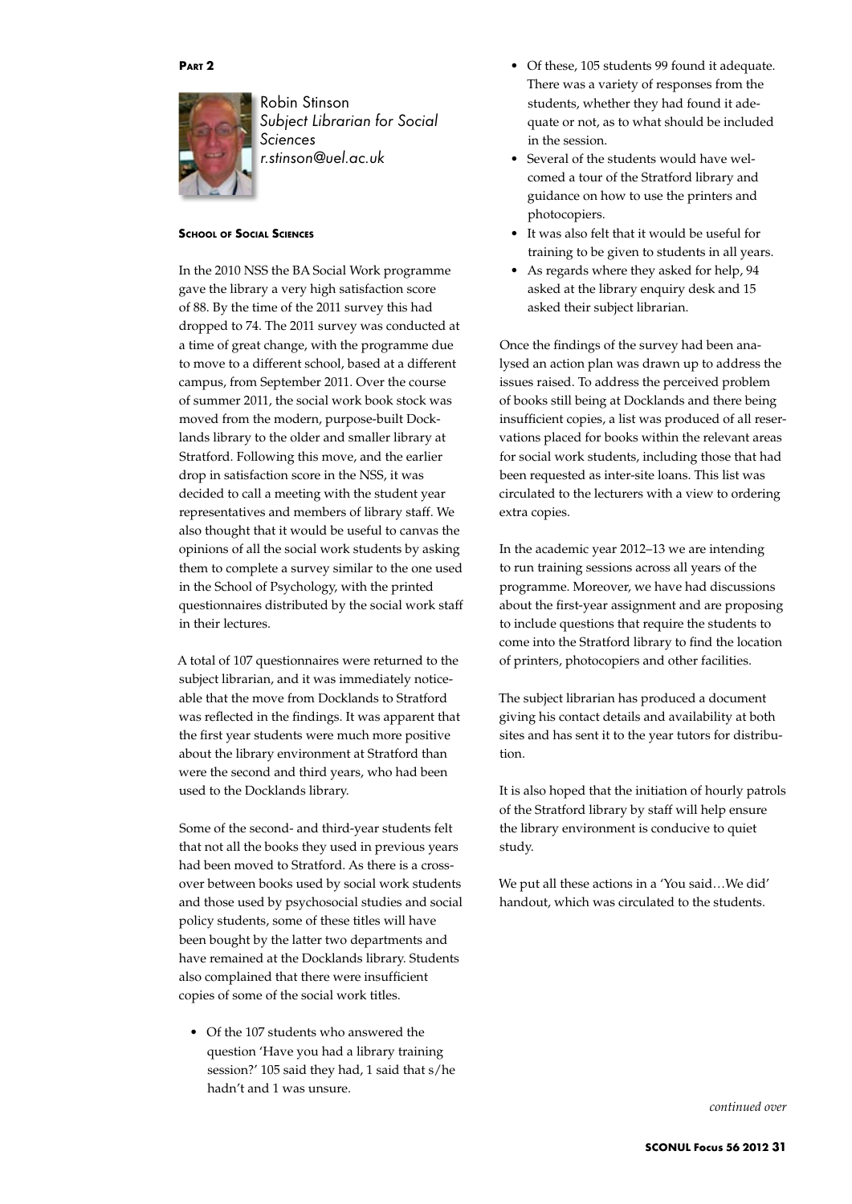**Part 2**

Robin Stinson
*Subject Librarian for Social Sciences*
*r.stinson@uel.ac.uk*

**School of Social Sciences**

In the 2010 NSS the BA Social Work programme gave the library a very high satisfaction score of 88. By the time of the 2011 survey this had dropped to 74. The 2011 survey was conducted at a time of great change, with the programme due to move to a different school, based at a different campus, from September 2011. Over the course of summer 2011, the social work book stock was moved from the modern, purpose-built Docklands library to the older and smaller library at Stratford. Following this move, and the earlier drop in satisfaction score in the NSS, it was decided to call a meeting with the student year representatives and members of library staff. We also thought that it would be useful to canvas the opinions of all the social work students by asking them to complete a survey similar to the one used in the School of Psychology, with the printed questionnaires distributed by the social work staff in their lectures.

A total of 107 questionnaires were returned to the subject librarian, and it was immediately noticeable that the move from Docklands to Stratford was reflected in the findings. It was apparent that the first year students were much more positive about the library environment at Stratford than were the second and third years, who had been used to the Docklands library.

Some of the second- and third-year students felt that not all the books they used in previous years had been moved to Stratford. As there is a crossover between books used by social work students and those used by psychosocial studies and social policy students, some of these titles will have been bought by the latter two departments and have remained at the Docklands library. Students also complained that there were insufficient copies of some of the social work titles.

- Of the 107 students who answered the question 'Have you had a library training session?' 105 said they had, 1 said that s/he hadn't and 1 was unsure.
- Of these, 105 students 99 found it adequate. There was a variety of responses from the students, whether they had found it adequate or not, as to what should be included in the session.
- Several of the students would have welcomed a tour of the Stratford library and guidance on how to use the printers and photocopiers.
- It was also felt that it would be useful for training to be given to students in all years.
- As regards where they asked for help, 94 asked at the library enquiry desk and 15 asked their subject librarian.

Once the findings of the survey had been analysed an action plan was drawn up to address the issues raised. To address the perceived problem of books still being at Docklands and there being insufficient copies, a list was produced of all reservations placed for books within the relevant areas for social work students, including those that had been requested as inter-site loans. This list was circulated to the lecturers with a view to ordering extra copies.

In the academic year 2012–13 we are intending to run training sessions across all years of the programme. Moreover, we have had discussions about the first-year assignment and are proposing to include questions that require the students to come into the Stratford library to find the location of printers, photocopiers and other facilities.

The subject librarian has produced a document giving his contact details and availability at both sites and has sent it to the year tutors for distribution.

It is also hoped that the initiation of hourly patrols of the Stratford library by staff will help ensure the library environment is conducive to quiet study.

We put all these actions in a 'You said…We did' handout, which was circulated to the students.

*continued over*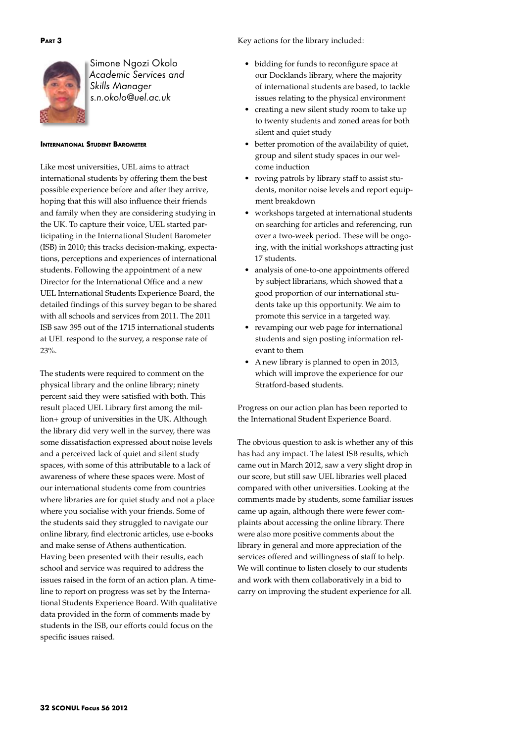**Part 3**

Simone Ngozi Okolo
*Academic Services and Skills Manager*
*s.n.okolo@uel.ac.uk*

#### International Student Barometer

Like most universities, UEL aims to attract international students by offering them the best possible experience before and after they arrive, hoping that this will also influence their friends and family when they are considering studying in the UK. To capture their voice, UEL started participating in the International Student Barometer (ISB) in 2010; this tracks decision-making, expectations, perceptions and experiences of international students. Following the appointment of a new Director for the International Office and a new UEL International Students Experience Board, the detailed findings of this survey began to be shared with all schools and services from 2011. The 2011 ISB saw 395 out of the 1715 international students at UEL respond to the survey, a response rate of 23%.

The students were required to comment on the physical library and the online library; ninety percent said they were satisfied with both. This result placed UEL Library first among the million+ group of universities in the UK. Although the library did very well in the survey, there was some dissatisfaction expressed about noise levels and a perceived lack of quiet and silent study spaces, with some of this attributable to a lack of awareness of where these spaces were. Most of our international students come from countries where libraries are for quiet study and not a place where you socialise with your friends. Some of the students said they struggled to navigate our online library, find electronic articles, use e-books and make sense of Athens authentication. Having been presented with their results, each school and service was required to address the issues raised in the form of an action plan. A timeline to report on progress was set by the International Students Experience Board. With qualitative data provided in the form of comments made by students in the ISB, our efforts could focus on the specific issues raised.

Key actions for the library included:

- bidding for funds to reconfigure space at our Docklands library, where the majority of international students are based, to tackle issues relating to the physical environment
- creating a new silent study room to take up to twenty students and zoned areas for both silent and quiet study
- better promotion of the availability of quiet, group and silent study spaces in our welcome induction
- roving patrols by library staff to assist students, monitor noise levels and report equipment breakdown
- workshops targeted at international students on searching for articles and referencing, run over a two-week period. These will be ongoing, with the initial workshops attracting just 17 students.
- analysis of one-to-one appointments offered by subject librarians, which showed that a good proportion of our international students take up this opportunity. We aim to promote this service in a targeted way.
- revamping our web page for international students and sign posting information relevant to them
- A new library is planned to open in 2013, which will improve the experience for our Stratford-based students.

Progress on our action plan has been reported to the International Student Experience Board.

The obvious question to ask is whether any of this has had any impact. The latest ISB results, which came out in March 2012, saw a very slight drop in our score, but still saw UEL libraries well placed compared with other universities. Looking at the comments made by students, some familiar issues came up again, although there were fewer complaints about accessing the online library. There were also more positive comments about the library in general and more appreciation of the services offered and willingness of staff to help. We will continue to listen closely to our students and work with them collaboratively in a bid to carry on improving the student experience for all.